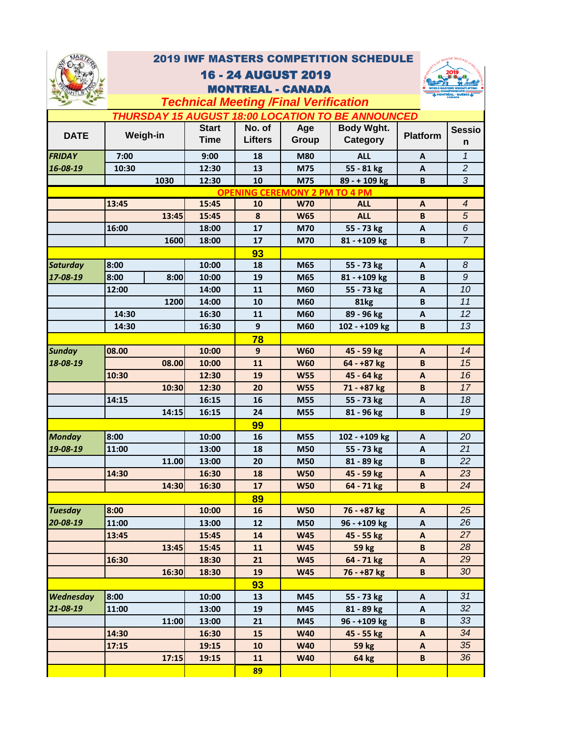# 2019 IWF MASTERS COMPETITION SCHEDULE

## 16 - 24 AUGUST 2019

## MONTREAL - CANADA

***Technical Meeting /Final Verification***

***THURSDAY 15 AUGUST 18:00 LOCATION TO BE ANNOUNCED***

| DATE | Weigh-in | | Start Time | No. of Lifters | Age Group | Body Wght. Category | Platform | Session |
|---|---|---|---|---|---|---|---|---|
| ***FRIDAY*** | **7:00** | | **9:00** | **18** | **M80** | **ALL** | **A** | *1* |
| ***16-08-19*** | **10:30** | | **12:30** | **13** | **M75** | **55 - 81 kg** | **A** | *2* |
| | | **1030** | **12:30** | **10** | **M75** | **89 - + 109 kg** | **B** | *3* |
| **OPENING CEREMONY 2 PM TO 4 PM** | | | | | | | | |
| | **13:45** | | **15:45** | **10** | **W70** | **ALL** | **A** | *4* |
| | | **13:45** | **15:45** | **8** | **W65** | **ALL** | **B** | *5* |
| | **16:00** | | **18:00** | **17** | **M70** | **55 - 73 kg** | **A** | *6* |
| | | **1600** | **18:00** | **17** | **M70** | **81 - +109 kg** | **B** | *7* |
| | | | | **93** | | | | |
| ***Saturday*** | **8:00** | | **10:00** | **18** | **M65** | **55 - 73 kg** | **A** | *8* |
| ***17-08-19*** | **8:00** | **8:00** | **10:00** | **19** | **M65** | **81 - +109 kg** | **B** | *9* |
| | **12:00** | | **14:00** | **11** | **M60** | **55 - 73 kg** | **A** | *10* |
| | | **1200** | **14:00** | **10** | **M60** | **81kg** | **B** | *11* |
| | **14:30** | | **16:30** | **11** | **M60** | **89 - 96 kg** | **A** | *12* |
| | **14:30** | | **16:30** | **9** | **M60** | **102 - +109 kg** | **B** | *13* |
| | | | | **78** | | | | |
| ***Sunday*** | **08.00** | | **10:00** | **9** | **W60** | **45 - 59 kg** | **A** | *14* |
| ***18-08-19*** | | **08.00** | **10:00** | **11** | **W60** | **64 - +87 kg** | **B** | *15* |
| | **10:30** | | **12:30** | **19** | **W55** | **45 - 64 kg** | **A** | *16* |
| | | **10:30** | **12:30** | **20** | **W55** | **71 - +87 kg** | **B** | *17* |
| | **14:15** | | **16:15** | **16** | **M55** | **55 - 73 kg** | **A** | *18* |
| | | **14:15** | **16:15** | **24** | **M55** | **81 - 96 kg** | **B** | *19* |
| | | | | **99** | | | | |
| ***Monday*** | **8:00** | | **10:00** | **16** | **M55** | **102 - +109 kg** | **A** | *20* |
| ***19-08-19*** | **11:00** | | **13:00** | **18** | **M50** | **55 - 73 kg** | **A** | *21* |
| | | **11.00** | **13:00** | **20** | **M50** | **81 - 89 kg** | **B** | *22* |
| | **14:30** | | **16:30** | **18** | **W50** | **45 - 59 kg** | **A** | *23* |
| | | **14:30** | **16:30** | **17** | **W50** | **64 - 71 kg** | **B** | *24* |
| | | | | **89** | | | | |
| ***Tuesday*** | **8:00** | | **10:00** | **16** | **W50** | **76 - +87 kg** | **A** | *25* |
| ***20-08-19*** | **11:00** | | **13:00** | **12** | **M50** | **96 - +109 kg** | **A** | *26* |
| | **13:45** | | **15:45** | **14** | **W45** | **45 - 55 kg** | **A** | *27* |
| | | **13:45** | **15:45** | **11** | **W45** | **59 kg** | **B** | *28* |
| | **16:30** | | **18:30** | **21** | **W45** | **64 - 71 kg** | **A** | *29* |
| | | **16:30** | **18:30** | **19** | **W45** | **76 - +87 kg** | **B** | *30* |
| | | | | **93** | | | | |
| ***Wednesday*** | **8:00** | | **10:00** | **13** | **M45** | **55 - 73 kg** | **A** | *31* |
| ***21-08-19*** | **11:00** | | **13:00** | **19** | **M45** | **81 - 89 kg** | **A** | *32* |
| | | **11:00** | **13:00** | **21** | **M45** | **96 - +109 kg** | **B** | *33* |
| | **14:30** | | **16:30** | **15** | **W40** | **45 - 55 kg** | **A** | *34* |
| | **17:15** | | **19:15** | **10** | **W40** | **59 kg** | **A** | *35* |
| | | **17:15** | **19:15** | **11** | **W40** | **64 kg** | **B** | *36* |
| | | | | **89** | | | | |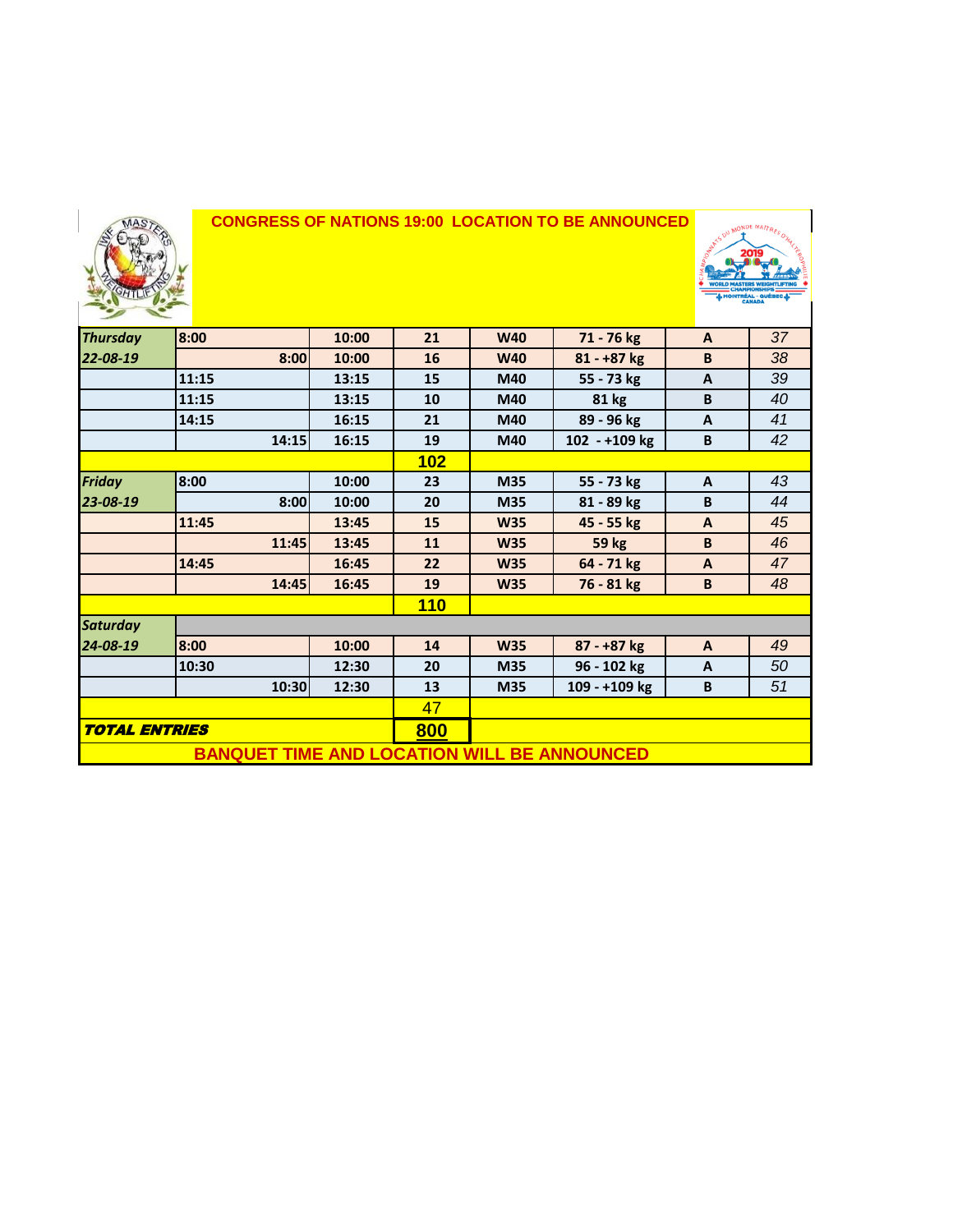**CONGRESS OF NATIONS 19:00 LOCATION TO BE ANNOUNCED**

| | | | | | | | |
|---|---|---|---|---|---|---|---|
| ***Thursday*** | 8:00 | 10:00 | 21 | W40 | 71 - 76 kg | A | *37* |
| ***22-08-19*** | 8:00 | 10:00 | 16 | W40 | 81 - +87 kg | B | *38* |
| | 11:15 | 13:15 | 15 | M40 | 55 - 73 kg | A | *39* |
| | 11:15 | 13:15 | 10 | M40 | 81 kg | B | *40* |
| | 14:15 | 16:15 | 21 | M40 | 89 - 96 kg | A | *41* |
| | 14:15 | 16:15 | 19 | M40 | 102 - +109 kg | B | *42* |
| | | | **102** | | | | |
| ***Friday*** | 8:00 | 10:00 | 23 | M35 | 55 - 73 kg | A | *43* |
| ***23-08-19*** | 8:00 | 10:00 | 20 | M35 | 81 - 89 kg | B | *44* |
| | 11:45 | 13:45 | 15 | W35 | 45 - 55 kg | A | *45* |
| | 11:45 | 13:45 | 11 | W35 | 59 kg | B | *46* |
| | 14:45 | 16:45 | 22 | W35 | 64 - 71 kg | A | *47* |
| | 14:45 | 16:45 | 19 | W35 | 76 - 81 kg | B | *48* |
| | | | **110** | | | | |
| ***Saturday*** | | | | | | | |
| ***24-08-19*** | 8:00 | 10:00 | 14 | W35 | 87 - +87 kg | A | *49* |
| | 10:30 | 12:30 | 20 | M35 | 96 - 102 kg | A | *50* |
| | 10:30 | 12:30 | 13 | M35 | 109 - +109 kg | B | *51* |
| | | | 47 | | | | |
| ***TOTAL ENTRIES*** | | | **800** | | | | |

**BANQUET TIME AND LOCATION WILL BE ANNOUNCED**